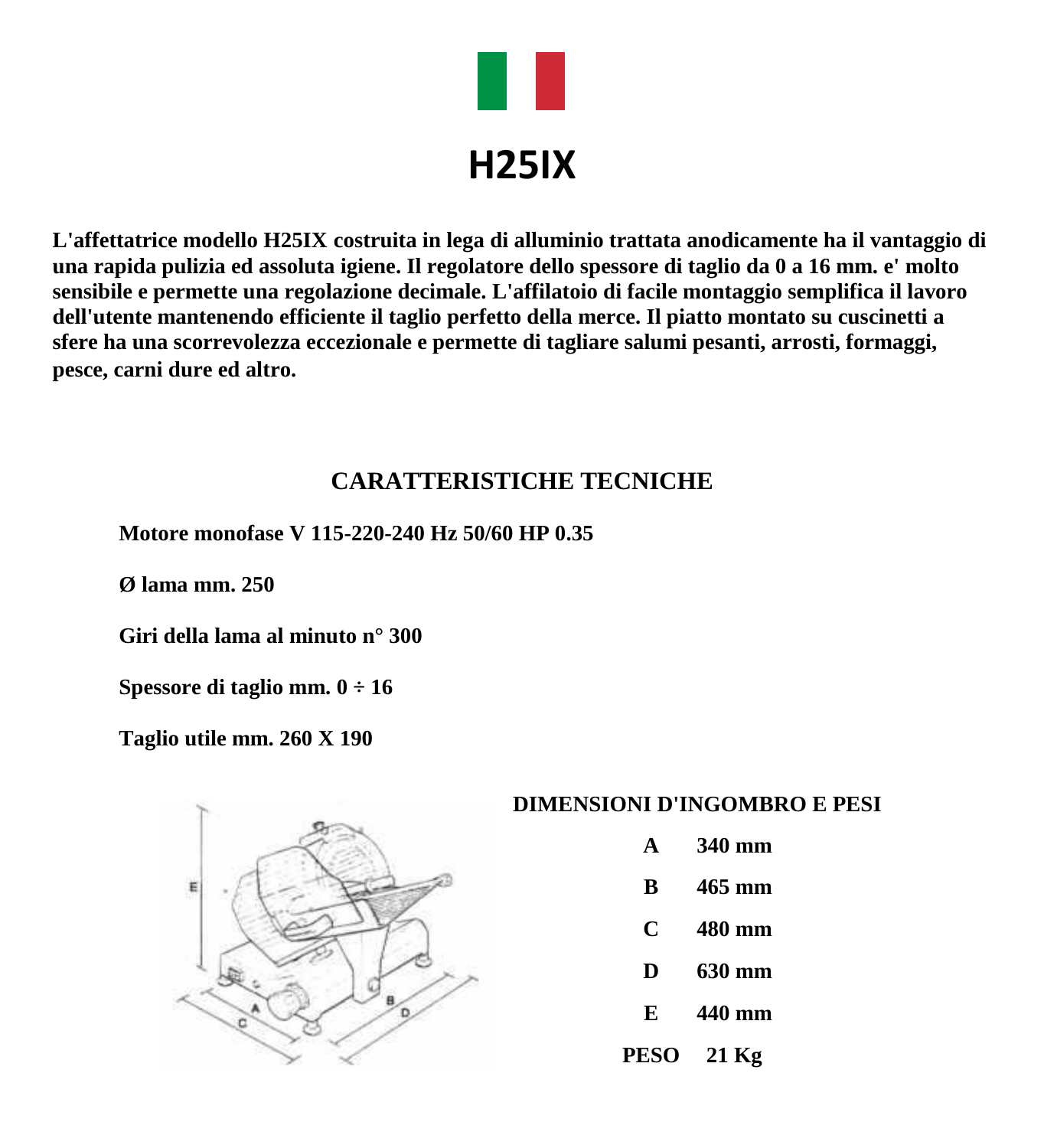# H25IX

**L'affettatrice modello H25IX costruita in lega di alluminio trattata anodicamente ha il vantaggio di una rapida pulizia ed assoluta igiene. Il regolatore dello spessore di taglio da 0 a 16 mm. e' molto sensibile e permette una regolazione decimale. L'affilatoio di facile montaggio semplifica il lavoro dell'utente mantenendo efficiente il taglio perfetto della merce. Il piatto montato su cuscinetti a sfere ha una scorrevolezza eccezionale e permette di tagliare salumi pesanti, arrosti, formaggi, pesce, carni dure ed altro.**

## CARATTERISTICHE TECNICHE

**Motore monofase V 115-220-240 Hz 50/60 HP 0.35**

**Ø lama mm. 250**

**Giri della lama al minuto n° 300**

**Spessore di taglio mm. 0 ÷ 16**

**Taglio utile mm. 260 X 190**

### DIMENSIONI D'INGOMBRO E PESI

| | |
|---|---|
| A | 340 mm |
| B | 465 mm |
| C | 480 mm |
| D | 630 mm |
| E | 440 mm |
| PESO | 21 Kg |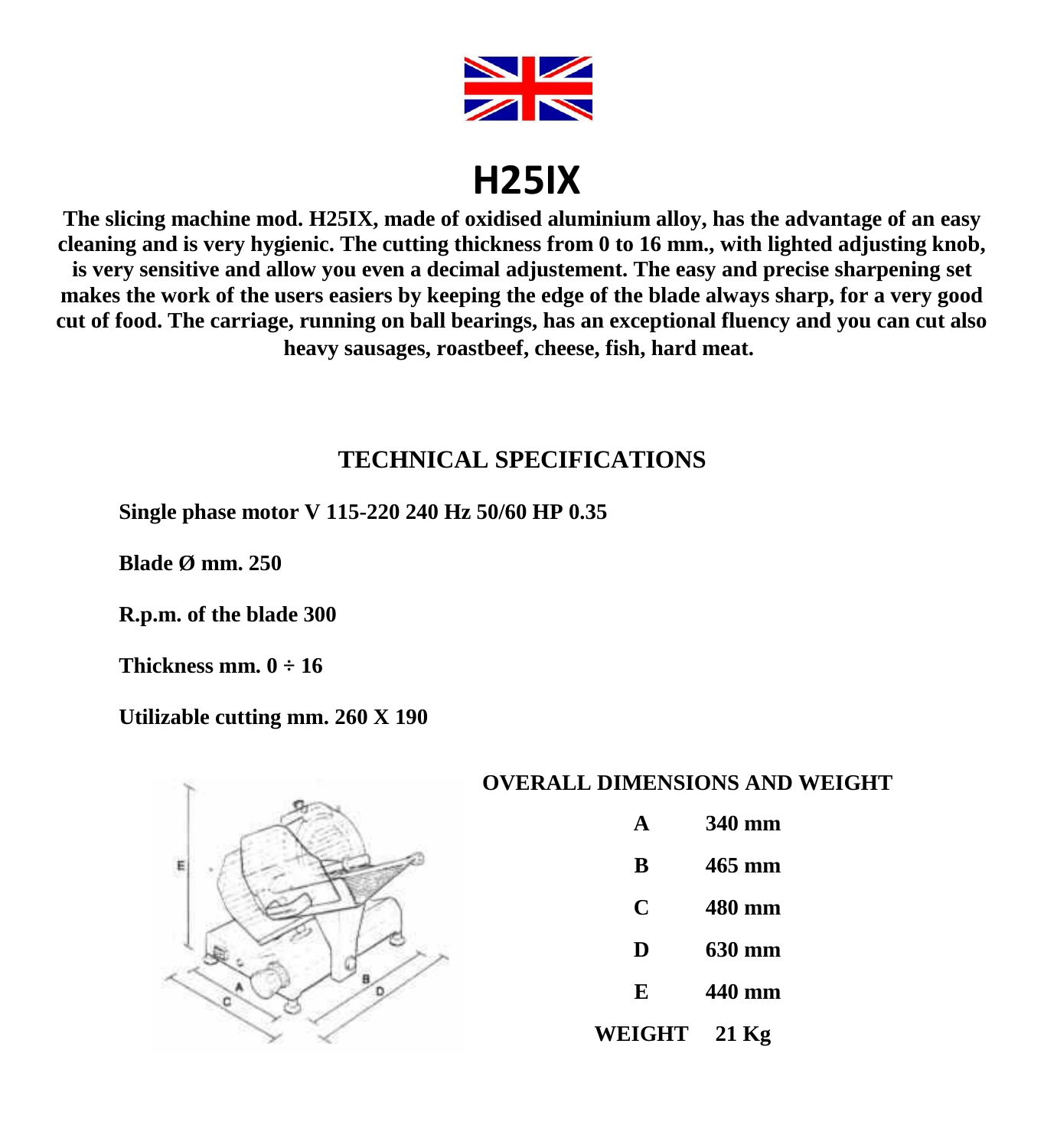# H25IX

**The slicing machine mod. H25IX, made of oxidised aluminium alloy, has the advantage of an easy cleaning and is very hygienic. The cutting thickness from 0 to 16 mm., with lighted adjusting knob, is very sensitive and allow you even a decimal adjustement. The easy and precise sharpening set makes the work of the users easiers by keeping the edge of the blade always sharp, for a very good cut of food. The carriage, running on ball bearings, has an exceptional fluency and you can cut also heavy sausages, roastbeef, cheese, fish, hard meat.**

## TECHNICAL SPECIFICATIONS

**Single phase motor V 115-220 240 Hz 50/60 HP 0.35**

**Blade Ø mm. 250**

**R.p.m. of the blade 300**

**Thickness mm. 0 ÷ 16**

**Utilizable cutting mm. 260 X 190**

## OVERALL DIMENSIONS AND WEIGHT

| | |
|---|---|
| **A** | **340 mm** |
| **B** | **465 mm** |
| **C** | **480 mm** |
| **D** | **630 mm** |
| **E** | **440 mm** |
| **WEIGHT** | **21 Kg** |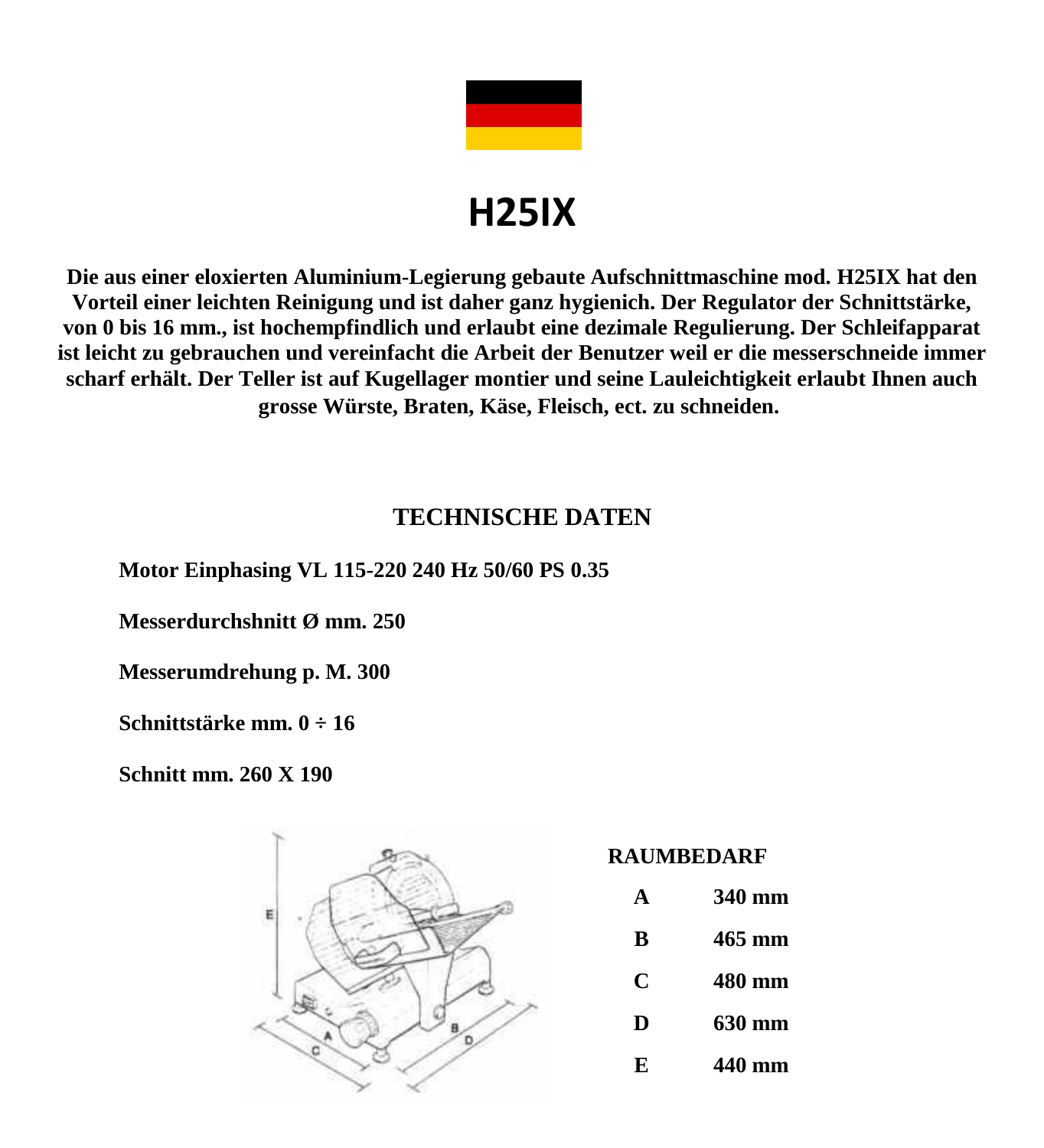# H25IX

**Die aus einer eloxierten Aluminium-Legierung gebaute Aufschnittmaschine mod. H25IX hat den Vorteil einer leichten Reinigung und ist daher ganz hygienich. Der Regulator der Schnittstärke, von 0 bis 16 mm., ist hochempfindlich und erlaubt eine dezimale Regulierung. Der Schleifapparat ist leicht zu gebrauchen und vereinfacht die Arbeit der Benutzer weil er die messerschneide immer scharf erhält. Der Teller ist auf Kugellager montier und seine Lauleichtigkeit erlaubt Ihnen auch grosse Würste, Braten, Käse, Fleisch, ect. zu schneiden.**

## TECHNISCHE DATEN

**Motor Einphasing VL 115-220 240 Hz 50/60 PS 0.35**

**Messerdurchshnitt Ø mm. 250**

**Messerumdrehung p. M. 300**

**Schnittstärke mm. 0 ÷ 16**

**Schnitt mm. 260 X 190**

**RAUMBEDARF**

| | |
|---|---|
| A | 340 mm |
| B | 465 mm |
| C | 480 mm |
| D | 630 mm |
| E | 440 mm |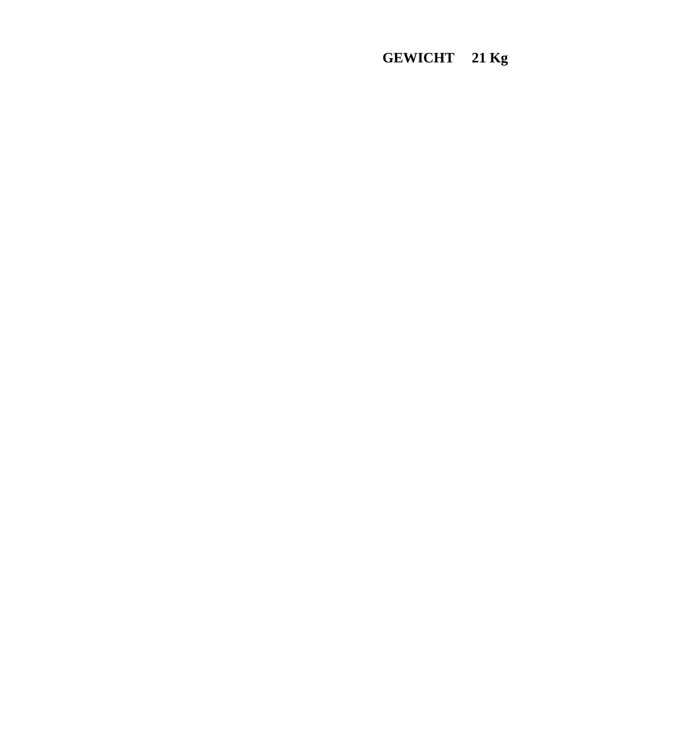**GEWICHT 21 Kg**